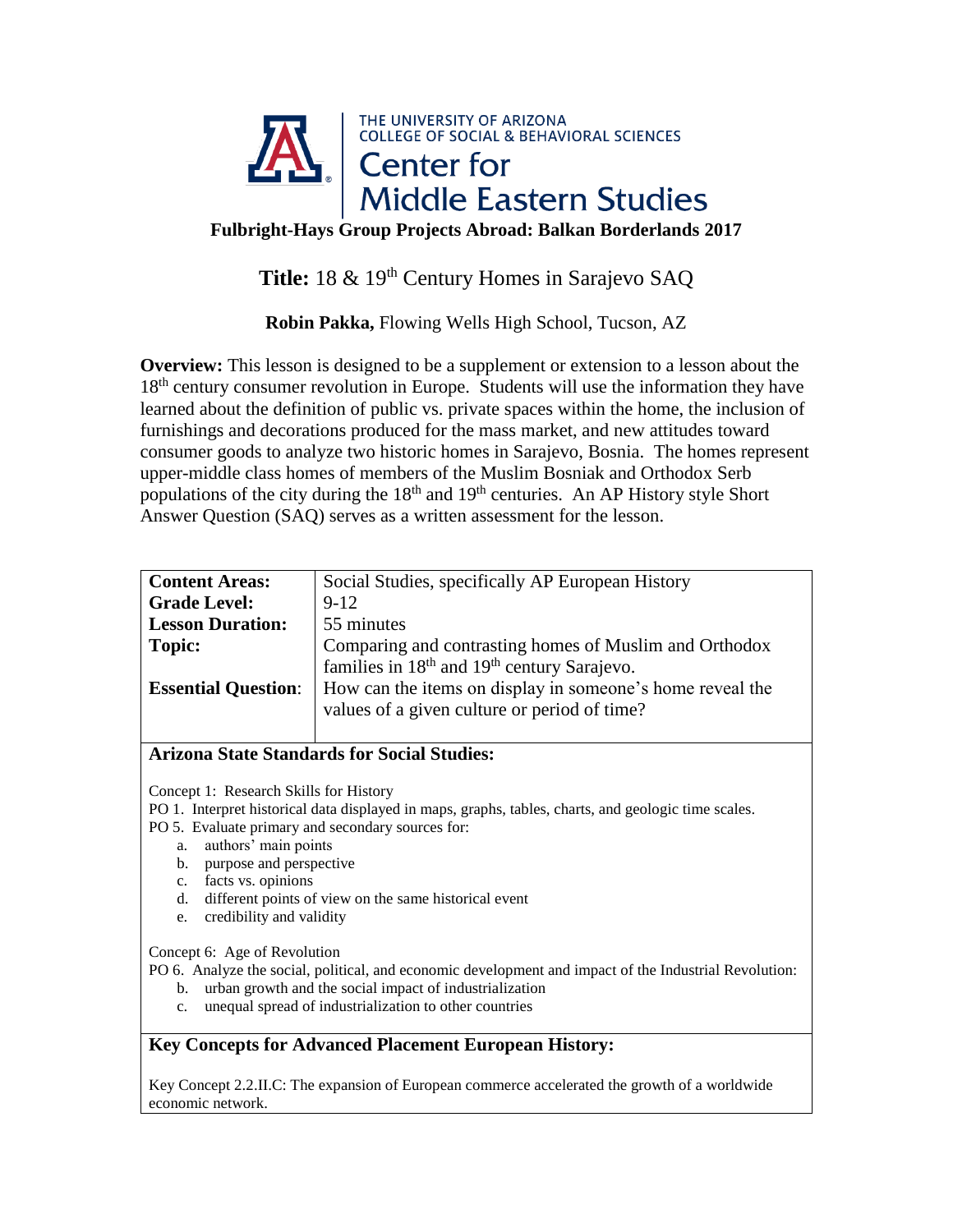THE UNIVERSITY OF ARIZONA
COLLEGE OF SOCIAL & BEHAVIORAL SCIENCES
Center for Middle Eastern Studies

**Fulbright-Hays Group Projects Abroad: Balkan Borderlands 2017**

# **Title:** 18 & 19th Century Homes in Sarajevo SAQ

**Robin Pakka,** Flowing Wells High School, Tucson, AZ

**Overview:** This lesson is designed to be a supplement or extension to a lesson about the 18th century consumer revolution in Europe. Students will use the information they have learned about the definition of public vs. private spaces within the home, the inclusion of furnishings and decorations produced for the mass market, and new attitudes toward consumer goods to analyze two historic homes in Sarajevo, Bosnia. The homes represent upper-middle class homes of members of the Muslim Bosniak and Orthodox Serb populations of the city during the 18th and 19th centuries. An AP History style Short Answer Question (SAQ) serves as a written assessment for the lesson.

| | |
|---|---|
| **Content Areas:** | Social Studies, specifically AP European History |
| **Grade Level:** | 9-12 |
| **Lesson Duration:** | 55 minutes |
| **Topic:** | Comparing and contrasting homes of Muslim and Orthodox families in 18th and 19th century Sarajevo. |
| **Essential Question:** | How can the items on display in someone's home reveal the values of a given culture or period of time? |

### Arizona State Standards for Social Studies:

Concept 1: Research Skills for History
PO 1. Interpret historical data displayed in maps, graphs, tables, charts, and geologic time scales.
PO 5. Evaluate primary and secondary sources for:

a. authors' main points
b. purpose and perspective
c. facts vs. opinions
d. different points of view on the same historical event
e. credibility and validity

Concept 6: Age of Revolution
PO 6. Analyze the social, political, and economic development and impact of the Industrial Revolution:

b. urban growth and the social impact of industrialization
c. unequal spread of industrialization to other countries

### Key Concepts for Advanced Placement European History:

Key Concept 2.2.II.C: The expansion of European commerce accelerated the growth of a worldwide economic network.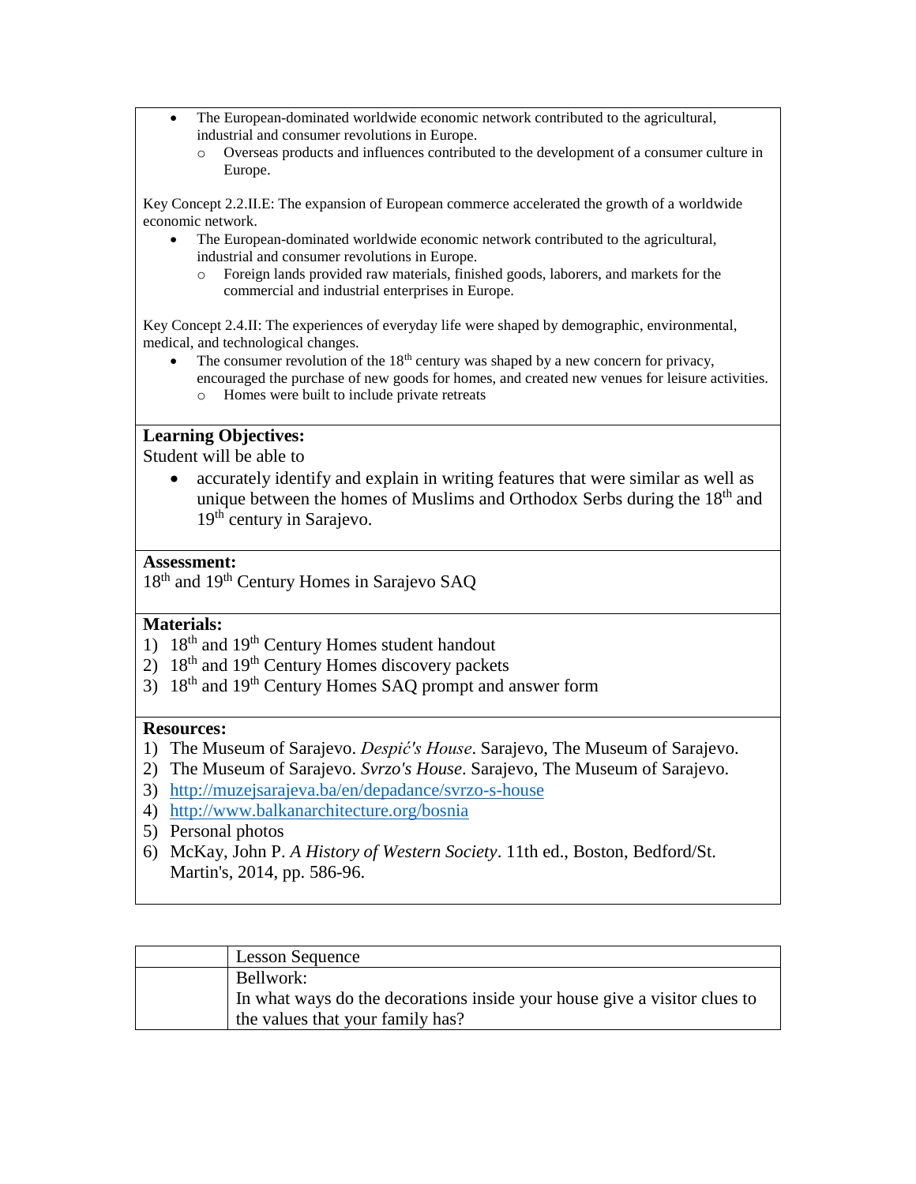- The European-dominated worldwide economic network contributed to the agricultural, industrial and consumer revolutions in Europe.
  - Overseas products and influences contributed to the development of a consumer culture in Europe.

Key Concept 2.2.II.E: The expansion of European commerce accelerated the growth of a worldwide economic network.

- The European-dominated worldwide economic network contributed to the agricultural, industrial and consumer revolutions in Europe.
  - Foreign lands provided raw materials, finished goods, laborers, and markets for the commercial and industrial enterprises in Europe.

Key Concept 2.4.II: The experiences of everyday life were shaped by demographic, environmental, medical, and technological changes.

- The consumer revolution of the 18th century was shaped by a new concern for privacy, encouraged the purchase of new goods for homes, and created new venues for leisure activities.
  - Homes were built to include private retreats

**Learning Objectives:**

Student will be able to

- accurately identify and explain in writing features that were similar as well as unique between the homes of Muslims and Orthodox Serbs during the 18th and 19th century in Sarajevo.

**Assessment:**

18th and 19th Century Homes in Sarajevo SAQ

**Materials:**

1) 18th and 19th Century Homes student handout
2) 18th and 19th Century Homes discovery packets
3) 18th and 19th Century Homes SAQ prompt and answer form

**Resources:**

1) The Museum of Sarajevo. *Despić's House*. Sarajevo, The Museum of Sarajevo.
2) The Museum of Sarajevo. *Svrzo's House*. Sarajevo, The Museum of Sarajevo.
3) http://muzejsarajeva.ba/en/depadance/svrzo-s-house
4) http://www.balkanarchitecture.org/bosnia
5) Personal photos
6) McKay, John P. *A History of Western Society*. 11th ed., Boston, Bedford/St. Martin's, 2014, pp. 586-96.

| | Lesson Sequence |
|---|---|
| | Bellwork:<br>In what ways do the decorations inside your house give a visitor clues to the values that your family has? |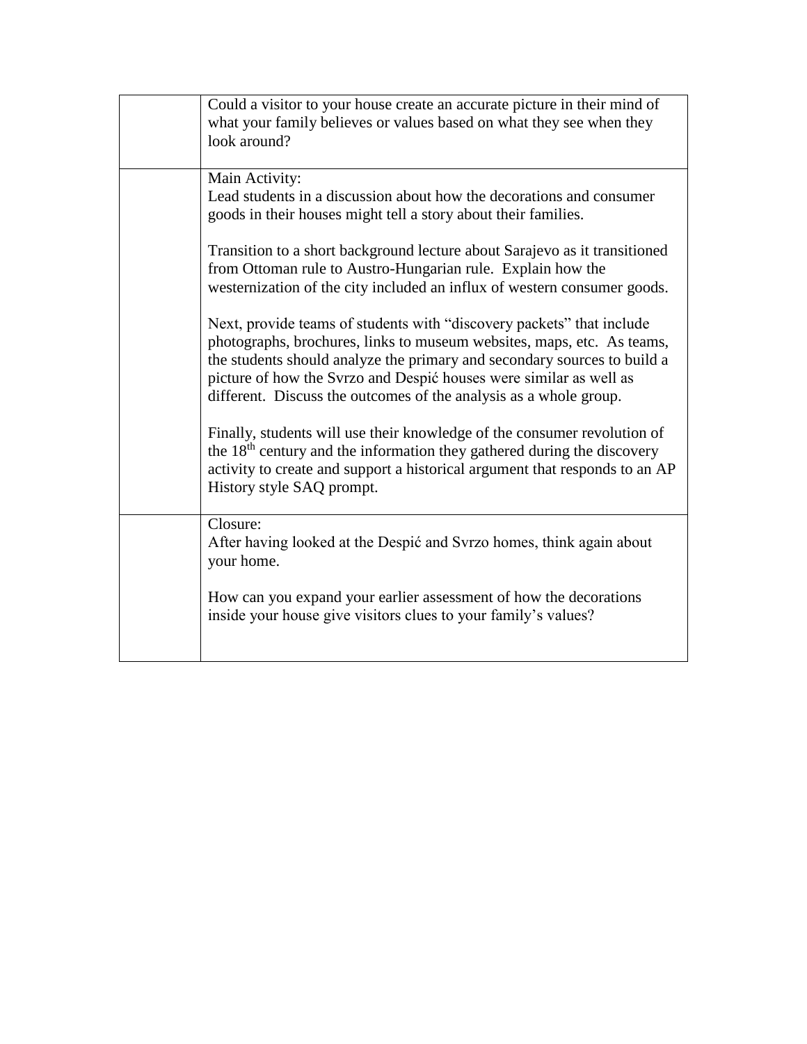| | |
|---|---|
| | Could a visitor to your house create an accurate picture in their mind of what your family believes or values based on what they see when they look around? |
| | Main Activity:<br>Lead students in a discussion about how the decorations and consumer goods in their houses might tell a story about their families.<br><br>Transition to a short background lecture about Sarajevo as it transitioned from Ottoman rule to Austro-Hungarian rule. Explain how the westernization of the city included an influx of western consumer goods.<br><br>Next, provide teams of students with "discovery packets" that include photographs, brochures, links to museum websites, maps, etc. As teams, the students should analyze the primary and secondary sources to build a picture of how the Svrzo and Despić houses were similar as well as different. Discuss the outcomes of the analysis as a whole group.<br><br>Finally, students will use their knowledge of the consumer revolution of the 18th century and the information they gathered during the discovery activity to create and support a historical argument that responds to an AP History style SAQ prompt. |
| | Closure:<br>After having looked at the Despić and Svrzo homes, think again about your home.<br><br>How can you expand your earlier assessment of how the decorations inside your house give visitors clues to your family's values? |